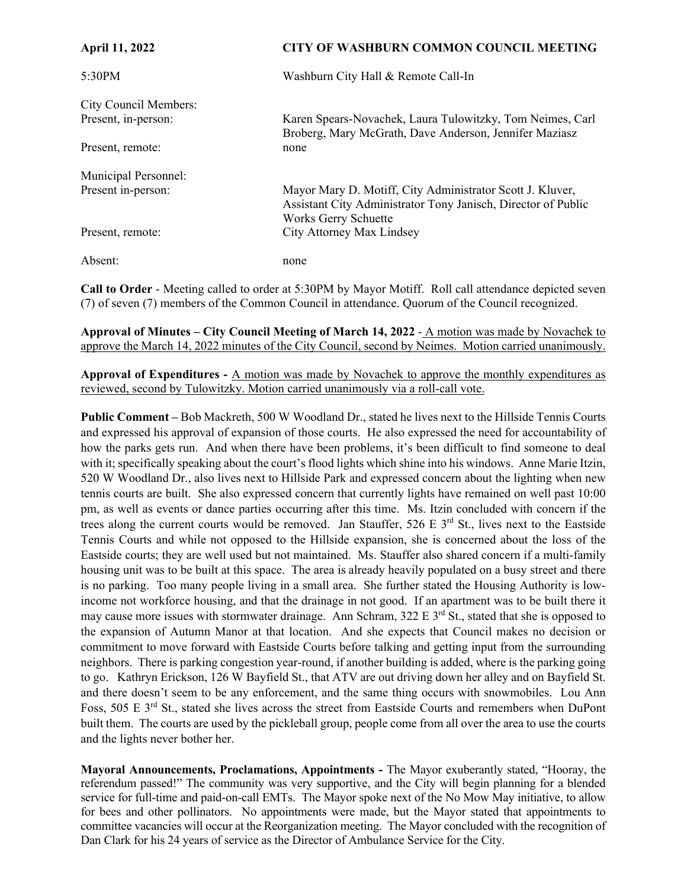**April 11, 2022** **CITY OF WASHBURN COMMON COUNCIL MEETING**

5:30PM Washburn City Hall & Remote Call-In

| | |
|---|---|
| City Council Members: | |
| Present, in-person: | Karen Spears-Novachek, Laura Tulowitzky, Tom Neimes, Carl Broberg, Mary McGrath, Dave Anderson, Jennifer Maziasz |
| Present, remote: | none |
| Municipal Personnel: | |
| Present in-person: | Mayor Mary D. Motiff, City Administrator Scott J. Kluver, Assistant City Administrator Tony Janisch, Director of Public Works Gerry Schuette |
| Present, remote: | City Attorney Max Lindsey |
| Absent: | none |

**Call to Order** - Meeting called to order at 5:30PM by Mayor Motiff. Roll call attendance depicted seven (7) of seven (7) members of the Common Council in attendance. Quorum of the Council recognized.

**Approval of Minutes – City Council Meeting of March 14, 2022** - A motion was made by Novachek to approve the March 14, 2022 minutes of the City Council, second by Neimes. Motion carried unanimously.

**Approval of Expenditures -** A motion was made by Novachek to approve the monthly expenditures as reviewed, second by Tulowitzky. Motion carried unanimously via a roll-call vote.

**Public Comment –** Bob Mackreth, 500 W Woodland Dr., stated he lives next to the Hillside Tennis Courts and expressed his approval of expansion of those courts. He also expressed the need for accountability of how the parks gets run. And when there have been problems, it's been difficult to find someone to deal with it; specifically speaking about the court's flood lights which shine into his windows. Anne Marie Itzin, 520 W Woodland Dr., also lives next to Hillside Park and expressed concern about the lighting when new tennis courts are built. She also expressed concern that currently lights have remained on well past 10:00 pm, as well as events or dance parties occurring after this time. Ms. Itzin concluded with concern if the trees along the current courts would be removed. Jan Stauffer, 526 E 3rd St., lives next to the Eastside Tennis Courts and while not opposed to the Hillside expansion, she is concerned about the loss of the Eastside courts; they are well used but not maintained. Ms. Stauffer also shared concern if a multi-family housing unit was to be built at this space. The area is already heavily populated on a busy street and there is no parking. Too many people living in a small area. She further stated the Housing Authority is low-income not workforce housing, and that the drainage in not good. If an apartment was to be built there it may cause more issues with stormwater drainage. Ann Schram, 322 E 3rd St., stated that she is opposed to the expansion of Autumn Manor at that location. And she expects that Council makes no decision or commitment to move forward with Eastside Courts before talking and getting input from the surrounding neighbors. There is parking congestion year-round, if another building is added, where is the parking going to go. Kathryn Erickson, 126 W Bayfield St., that ATV are out driving down her alley and on Bayfield St. and there doesn't seem to be any enforcement, and the same thing occurs with snowmobiles. Lou Ann Foss, 505 E 3rd St., stated she lives across the street from Eastside Courts and remembers when DuPont built them. The courts are used by the pickleball group, people come from all over the area to use the courts and the lights never bother her.

**Mayoral Announcements, Proclamations, Appointments -** The Mayor exuberantly stated, "Hooray, the referendum passed!" The community was very supportive, and the City will begin planning for a blended service for full-time and paid-on-call EMTs. The Mayor spoke next of the No Mow May initiative, to allow for bees and other pollinators. No appointments were made, but the Mayor stated that appointments to committee vacancies will occur at the Reorganization meeting. The Mayor concluded with the recognition of Dan Clark for his 24 years of service as the Director of Ambulance Service for the City.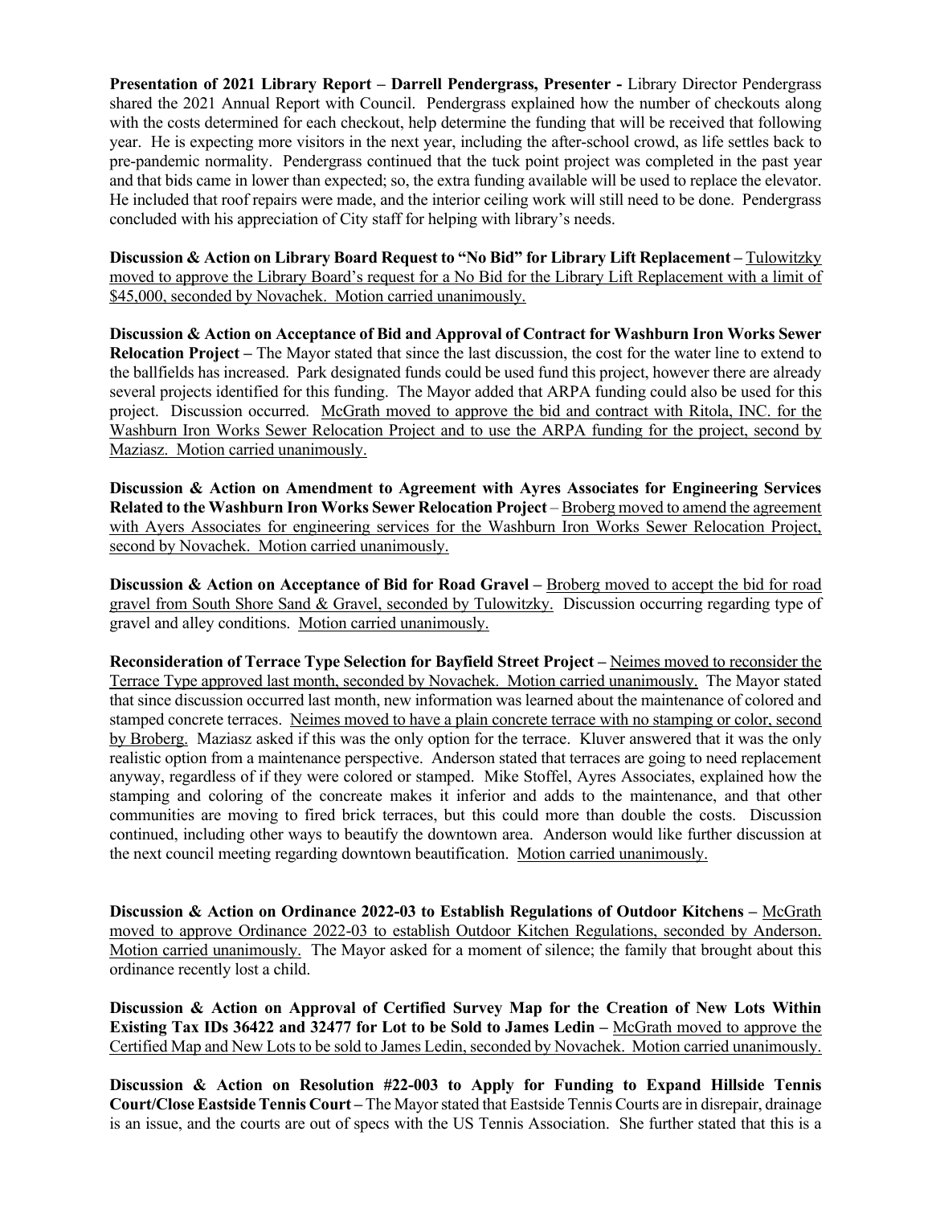**Presentation of 2021 Library Report – Darrell Pendergrass, Presenter -** Library Director Pendergrass shared the 2021 Annual Report with Council. Pendergrass explained how the number of checkouts along with the costs determined for each checkout, help determine the funding that will be received that following year. He is expecting more visitors in the next year, including the after-school crowd, as life settles back to pre-pandemic normality. Pendergrass continued that the tuck point project was completed in the past year and that bids came in lower than expected; so, the extra funding available will be used to replace the elevator. He included that roof repairs were made, and the interior ceiling work will still need to be done. Pendergrass concluded with his appreciation of City staff for helping with library's needs.

**Discussion & Action on Library Board Request to "No Bid" for Library Lift Replacement –** Tulowitzky moved to approve the Library Board's request for a No Bid for the Library Lift Replacement with a limit of $45,000, seconded by Novachek. Motion carried unanimously.

**Discussion & Action on Acceptance of Bid and Approval of Contract for Washburn Iron Works Sewer Relocation Project –** The Mayor stated that since the last discussion, the cost for the water line to extend to the ballfields has increased. Park designated funds could be used fund this project, however there are already several projects identified for this funding. The Mayor added that ARPA funding could also be used for this project. Discussion occurred. McGrath moved to approve the bid and contract with Ritola, INC. for the Washburn Iron Works Sewer Relocation Project and to use the ARPA funding for the project, second by Maziasz. Motion carried unanimously.

**Discussion & Action on Amendment to Agreement with Ayres Associates for Engineering Services Related to the Washburn Iron Works Sewer Relocation Project** – Broberg moved to amend the agreement with Ayers Associates for engineering services for the Washburn Iron Works Sewer Relocation Project, second by Novachek. Motion carried unanimously.

**Discussion & Action on Acceptance of Bid for Road Gravel –** Broberg moved to accept the bid for road gravel from South Shore Sand & Gravel, seconded by Tulowitzky. Discussion occurring regarding type of gravel and alley conditions. Motion carried unanimously.

**Reconsideration of Terrace Type Selection for Bayfield Street Project –** Neimes moved to reconsider the Terrace Type approved last month, seconded by Novachek. Motion carried unanimously. The Mayor stated that since discussion occurred last month, new information was learned about the maintenance of colored and stamped concrete terraces. Neimes moved to have a plain concrete terrace with no stamping or color, second by Broberg. Maziasz asked if this was the only option for the terrace. Kluver answered that it was the only realistic option from a maintenance perspective. Anderson stated that terraces are going to need replacement anyway, regardless of if they were colored or stamped. Mike Stoffel, Ayres Associates, explained how the stamping and coloring of the concreate makes it inferior and adds to the maintenance, and that other communities are moving to fired brick terraces, but this could more than double the costs. Discussion continued, including other ways to beautify the downtown area. Anderson would like further discussion at the next council meeting regarding downtown beautification. Motion carried unanimously.

**Discussion & Action on Ordinance 2022-03 to Establish Regulations of Outdoor Kitchens –** McGrath moved to approve Ordinance 2022-03 to establish Outdoor Kitchen Regulations, seconded by Anderson. Motion carried unanimously. The Mayor asked for a moment of silence; the family that brought about this ordinance recently lost a child.

**Discussion & Action on Approval of Certified Survey Map for the Creation of New Lots Within Existing Tax IDs 36422 and 32477 for Lot to be Sold to James Ledin –** McGrath moved to approve the Certified Map and New Lots to be sold to James Ledin, seconded by Novachek. Motion carried unanimously.

**Discussion & Action on Resolution #22-003 to Apply for Funding to Expand Hillside Tennis Court/Close Eastside Tennis Court –** The Mayor stated that Eastside Tennis Courts are in disrepair, drainage is an issue, and the courts are out of specs with the US Tennis Association. She further stated that this is a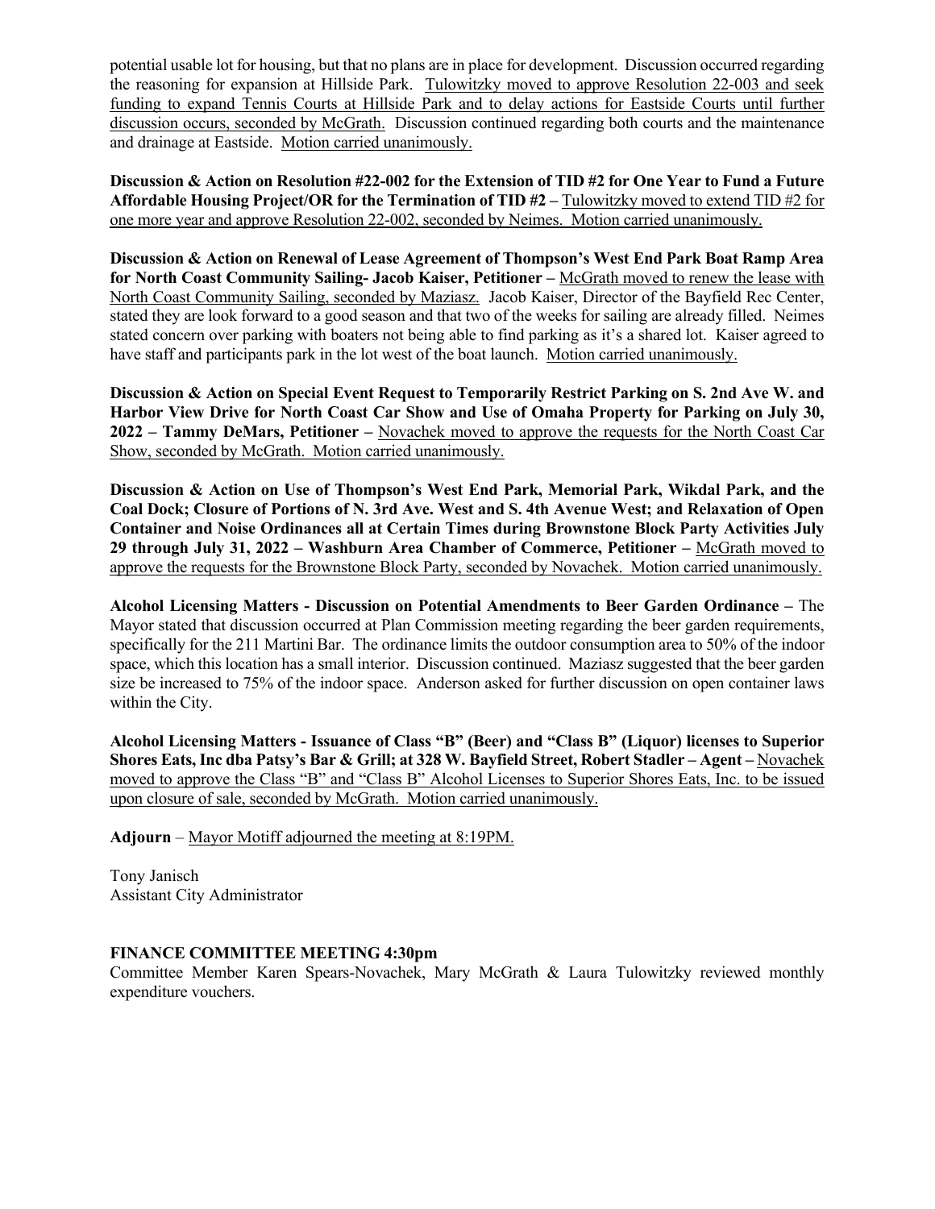potential usable lot for housing, but that no plans are in place for development. Discussion occurred regarding the reasoning for expansion at Hillside Park. Tulowitzky moved to approve Resolution 22-003 and seek funding to expand Tennis Courts at Hillside Park and to delay actions for Eastside Courts until further discussion occurs, seconded by McGrath. Discussion continued regarding both courts and the maintenance and drainage at Eastside. Motion carried unanimously.

**Discussion & Action on Resolution #22-002 for the Extension of TID #2 for One Year to Fund a Future Affordable Housing Project/OR for the Termination of TID #2 –** Tulowitzky moved to extend TID #2 for one more year and approve Resolution 22-002, seconded by Neimes. Motion carried unanimously.

**Discussion & Action on Renewal of Lease Agreement of Thompson's West End Park Boat Ramp Area for North Coast Community Sailing- Jacob Kaiser, Petitioner –** McGrath moved to renew the lease with North Coast Community Sailing, seconded by Maziasz. Jacob Kaiser, Director of the Bayfield Rec Center, stated they are look forward to a good season and that two of the weeks for sailing are already filled. Neimes stated concern over parking with boaters not being able to find parking as it's a shared lot. Kaiser agreed to have staff and participants park in the lot west of the boat launch. Motion carried unanimously.

**Discussion & Action on Special Event Request to Temporarily Restrict Parking on S. 2nd Ave W. and Harbor View Drive for North Coast Car Show and Use of Omaha Property for Parking on July 30, 2022 – Tammy DeMars, Petitioner –** Novachek moved to approve the requests for the North Coast Car Show, seconded by McGrath. Motion carried unanimously.

**Discussion & Action on Use of Thompson's West End Park, Memorial Park, Wikdal Park, and the Coal Dock; Closure of Portions of N. 3rd Ave. West and S. 4th Avenue West; and Relaxation of Open Container and Noise Ordinances all at Certain Times during Brownstone Block Party Activities July 29 through July 31, 2022 – Washburn Area Chamber of Commerce, Petitioner –** McGrath moved to approve the requests for the Brownstone Block Party, seconded by Novachek. Motion carried unanimously.

**Alcohol Licensing Matters - Discussion on Potential Amendments to Beer Garden Ordinance –** The Mayor stated that discussion occurred at Plan Commission meeting regarding the beer garden requirements, specifically for the 211 Martini Bar. The ordinance limits the outdoor consumption area to 50% of the indoor space, which this location has a small interior. Discussion continued. Maziasz suggested that the beer garden size be increased to 75% of the indoor space. Anderson asked for further discussion on open container laws within the City.

**Alcohol Licensing Matters - Issuance of Class "B" (Beer) and "Class B" (Liquor) licenses to Superior Shores Eats, Inc dba Patsy's Bar & Grill; at 328 W. Bayfield Street, Robert Stadler – Agent –** Novachek moved to approve the Class "B" and "Class B" Alcohol Licenses to Superior Shores Eats, Inc. to be issued upon closure of sale, seconded by McGrath. Motion carried unanimously.

**Adjourn** – Mayor Motiff adjourned the meeting at 8:19PM.

Tony Janisch
Assistant City Administrator

**FINANCE COMMITTEE MEETING 4:30pm**

Committee Member Karen Spears-Novachek, Mary McGrath & Laura Tulowitzky reviewed monthly expenditure vouchers.